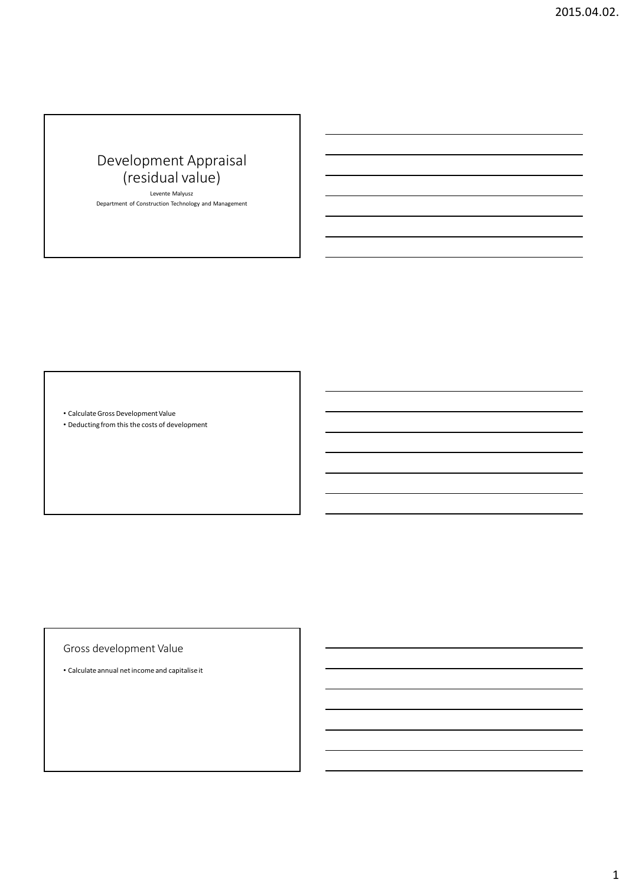# Development Appraisal (residual value)

Levente Malyusz

Department of Construction Technology and Management

- Calculate Gross Development Value
- Deducting from this the costs of development

## Gross development Value

- Calculate annual net income and capitalise it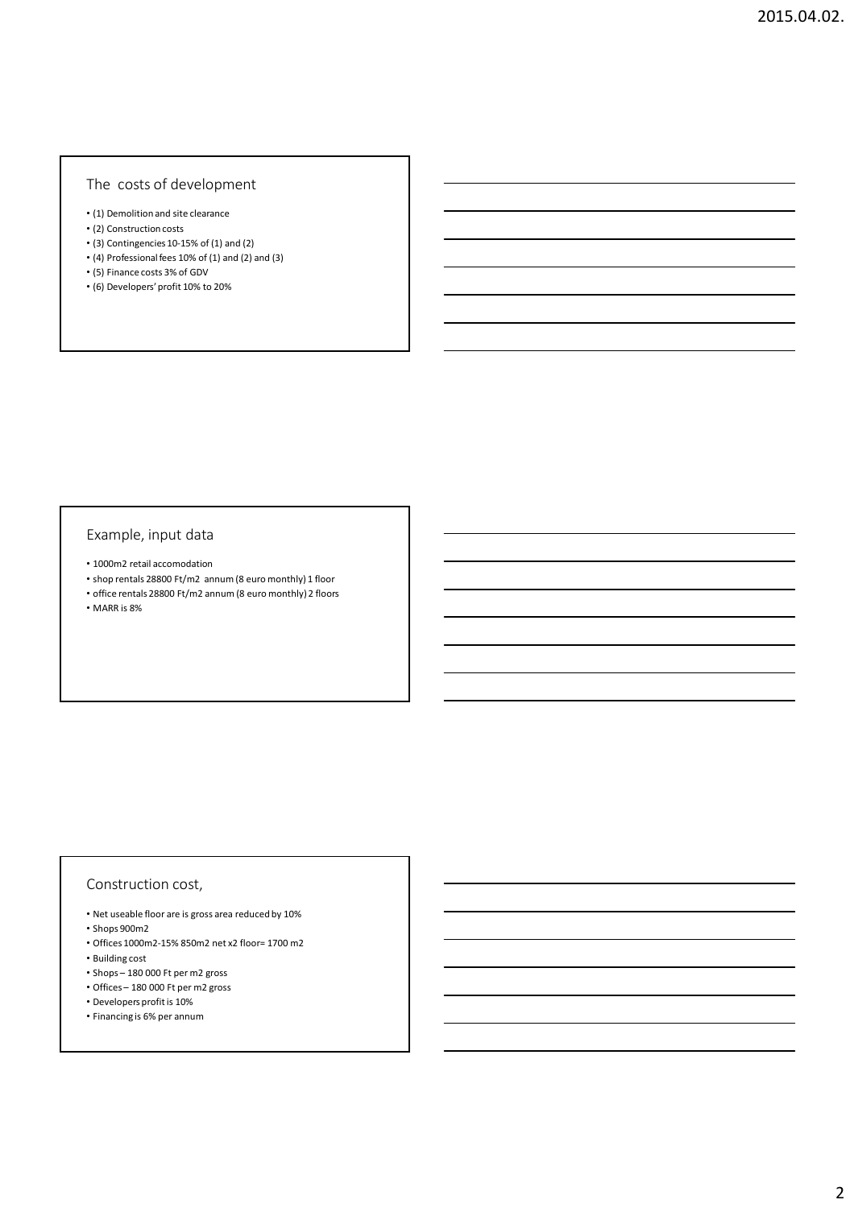## The costs of development

- (1) Demolition and site clearance
- (2) Construction costs
- (3) Contingencies 10-15% of (1) and (2)
- (4) Professional fees 10% of (1) and (2) and (3)
- (5) Finance costs 3% of GDV
- (6) Developers' profit 10% to 20%

## Example, input data

- 1000m2 retail accomodation
- shop rentals 28800 Ft/m2 annum (8 euro monthly) 1 floor
- office rentals 28800 Ft/m2 annum (8 euro monthly) 2 floors
- MARR is 8%

## Construction cost,

- Net useable floor are is gross area reduced by 10%
- Shops 900m2
- Offices 1000m2-15% 850m2 net x2 floor= 1700 m2
- Building cost
- Shops – 180 000 Ft per m2 gross
- Offices – 180 000 Ft per m2 gross
- Developers profit is 10%
- Financing is 6% per annum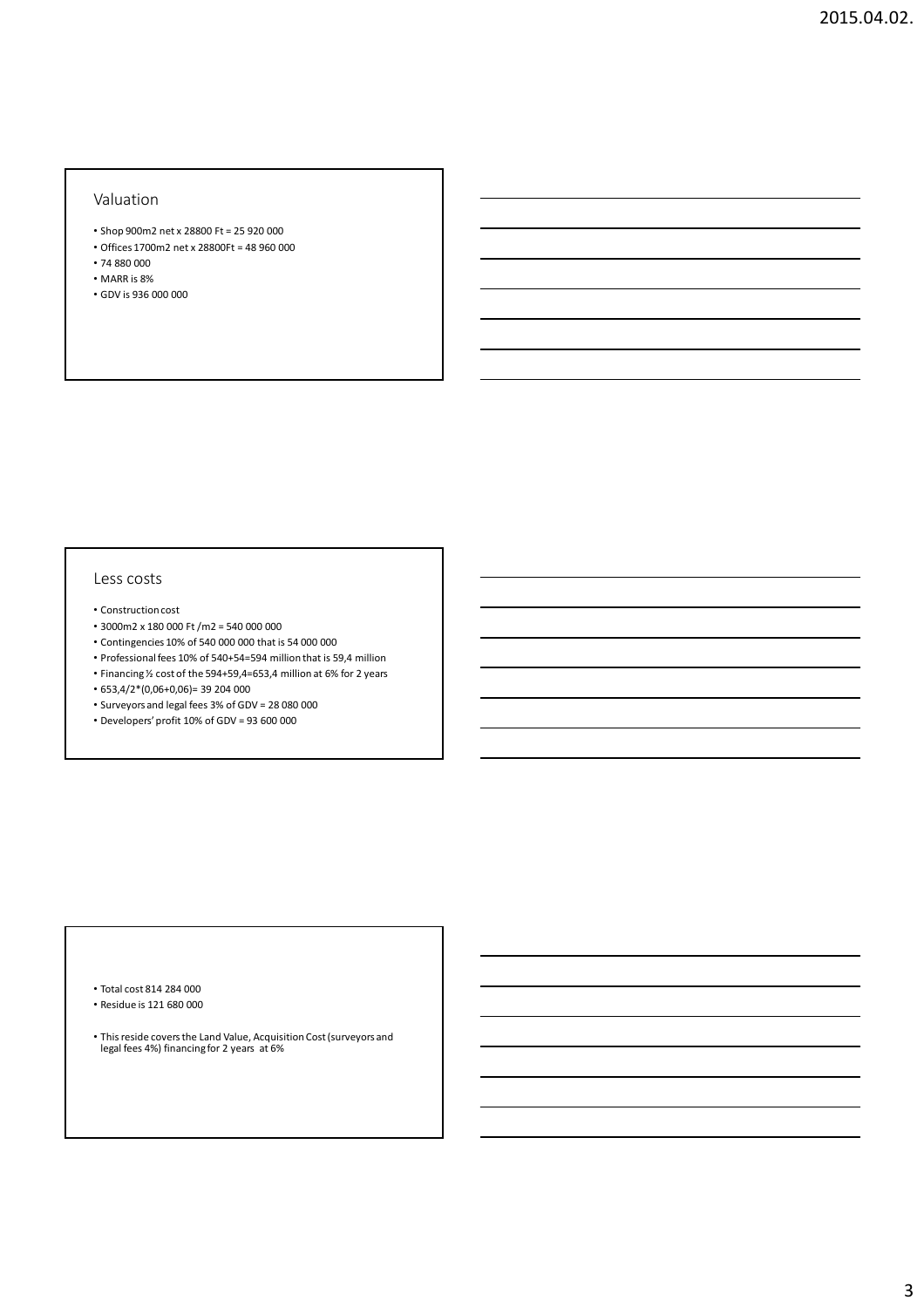## Valuation

- Shop 900m2 net x 28800 Ft = 25 920 000
- Offices 1700m2 net x 28800Ft = 48 960 000
- 74 880 000
- MARR is 8%
- GDV is 936 000 000

## Less costs

- Construction cost
- 3000m2 x 180 000 Ft /m2 = 540 000 000
- Contingencies 10% of 540 000 000 that is 54 000 000
- Professional fees 10% of 540+54=594 million that is 59,4 million
- Financing ½ cost of the 594+59,4=653,4 million at 6% for 2 years
- 653,4/2*(0,06+0,06)= 39 204 000
- Surveyors and legal fees 3% of GDV = 28 080 000
- Developers' profit 10% of GDV = 93 600 000

---

- Total cost 814 284 000
- Residue is 121 680 000
- This reside covers the Land Value, Acquisition Cost (surveyors and legal fees 4%) financing for 2 years at 6%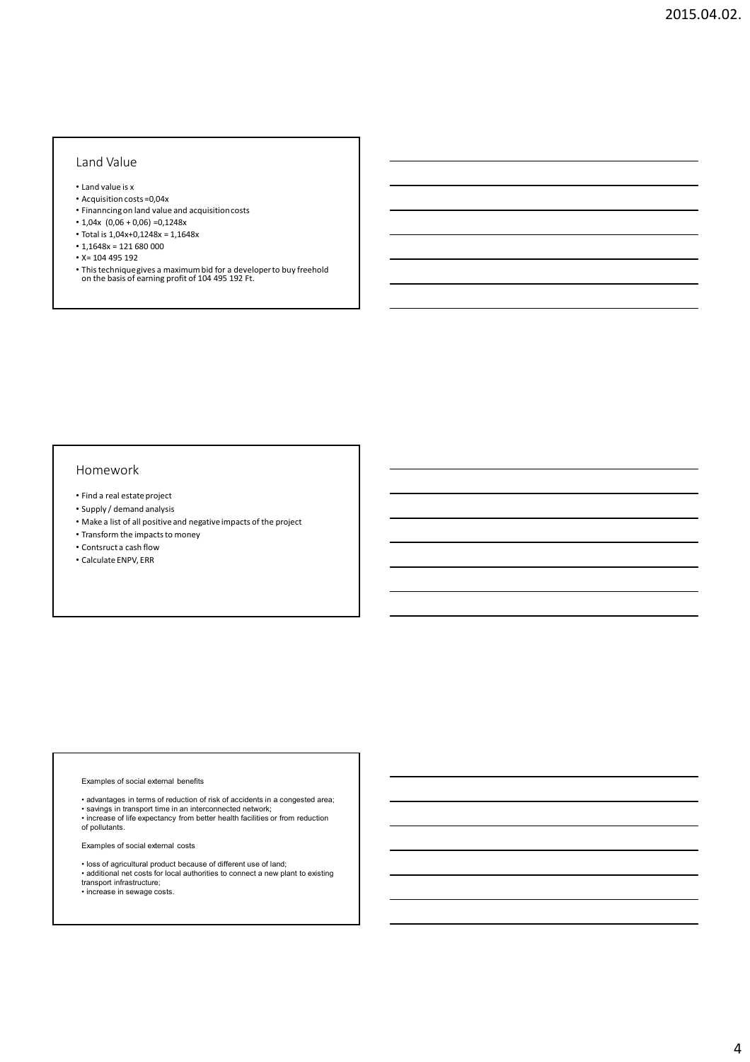## Land Value

- Land value is x
- Acquisition costs =0,04x
- Finanncing on land value and acquisition costs
- 1,04x (0,06 + 0,06) =0,1248x
- Total is 1,04x+0,1248x = 1,1648x
- 1,1648x = 121 680 000
- X= 104 495 192
- This technique gives a maximum bid for a developer to buy freehold on the basis of earning profit of 104 495 192 Ft.

## Homework

- Find a real estate project
- Supply / demand analysis
- Make a list of all positive and negative impacts of the project
- Transform the impacts to money
- Contsruct a cash flow
- Calculate ENPV, ERR

Examples of social external benefits

- advantages in terms of reduction of risk of accidents in a congested area;
- savings in transport time in an interconnected network;
- increase of life expectancy from better health facilities or from reduction of pollutants.

Examples of social external costs

- loss of agricultural product because of different use of land;
- additional net costs for local authorities to connect a new plant to existing transport infrastructure;
- increase in sewage costs.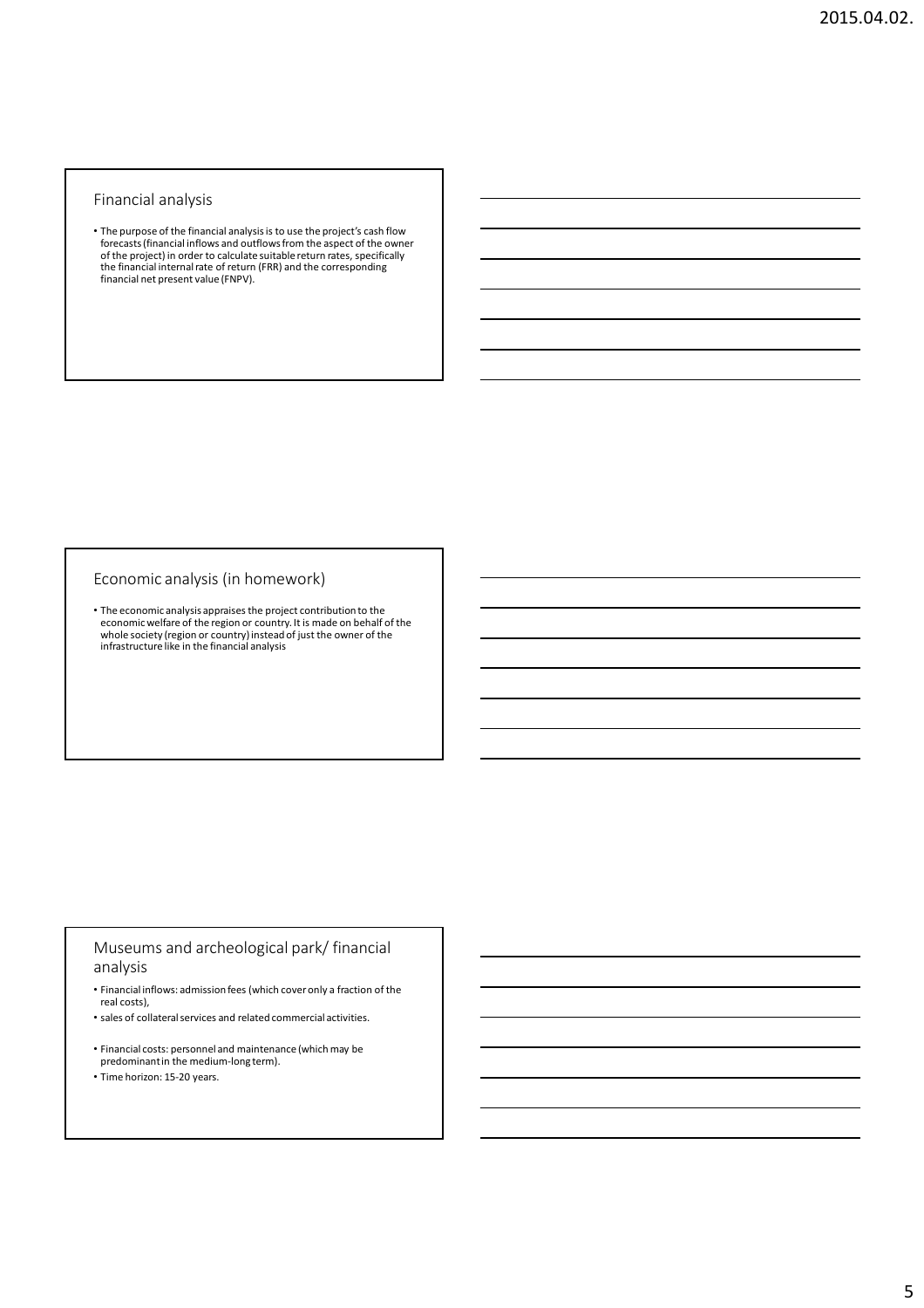## Financial analysis

- The purpose of the financial analysis is to use the project's cash flow forecasts (financial inflows and outflows from the aspect of the owner of the project) in order to calculate suitable return rates, specifically the financial internal rate of return (FRR) and the corresponding financial net present value (FNPV).

## Economic analysis (in homework)

- The economic analysis appraises the project contribution to the economic welfare of the region or country. It is made on behalf of the whole society (region or country) instead of just the owner of the infrastructure like in the financial analysis

## Museums and archeological park/ financial analysis

- Financial inflows: admission fees (which cover only a fraction of the real costs),
- sales of collateral services and related commercial activities.
- Financial costs: personnel and maintenance (which may be predominant in the medium-long term).
- Time horizon: 15-20 years.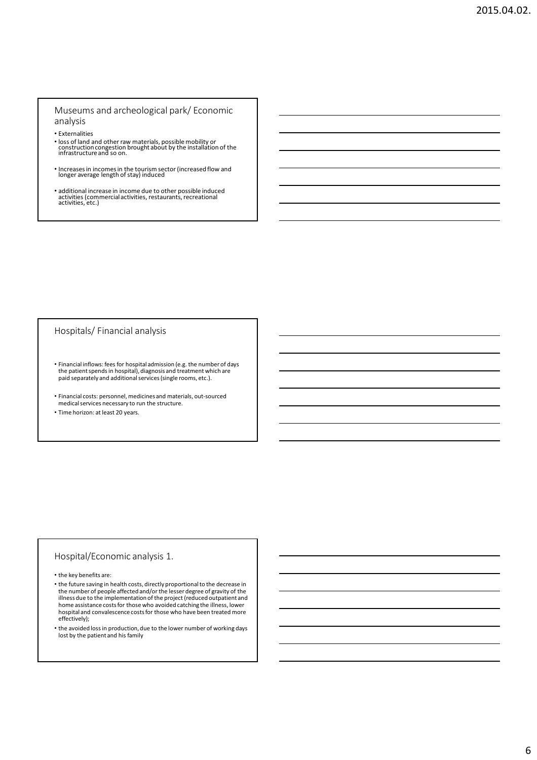## Museums and archeological park/ Economic analysis

- Externalities
- loss of land and other raw materials, possible mobility or construction congestion brought about by the installation of the infrastructure and so on.
- Increases in incomes in the tourism sector (increased flow and longer average length of stay) induced
- additional increase in income due to other possible induced activities (commercial activities, restaurants, recreational activities, etc.)

## Hospitals/ Financial analysis

- Financial inflows: fees for hospital admission (e.g. the number of days the patient spends in hospital), diagnosis and treatment which are paid separately and additional services (single rooms, etc.).
- Financial costs: personnel, medicines and materials, out-sourced medical services necessary to run the structure.
- Time horizon: at least 20 years.

## Hospital/Economic analysis 1.

- the key benefits are:
- the future saving in health costs, directly proportional to the decrease in the number of people affected and/or the lesser degree of gravity of the illness due to the implementation of the project (reduced outpatient and home assistance costs for those who avoided catching the illness, lower hospital and convalescence costs for those who have been treated more effectively);
- the avoided loss in production, due to the lower number of working days lost by the patient and his family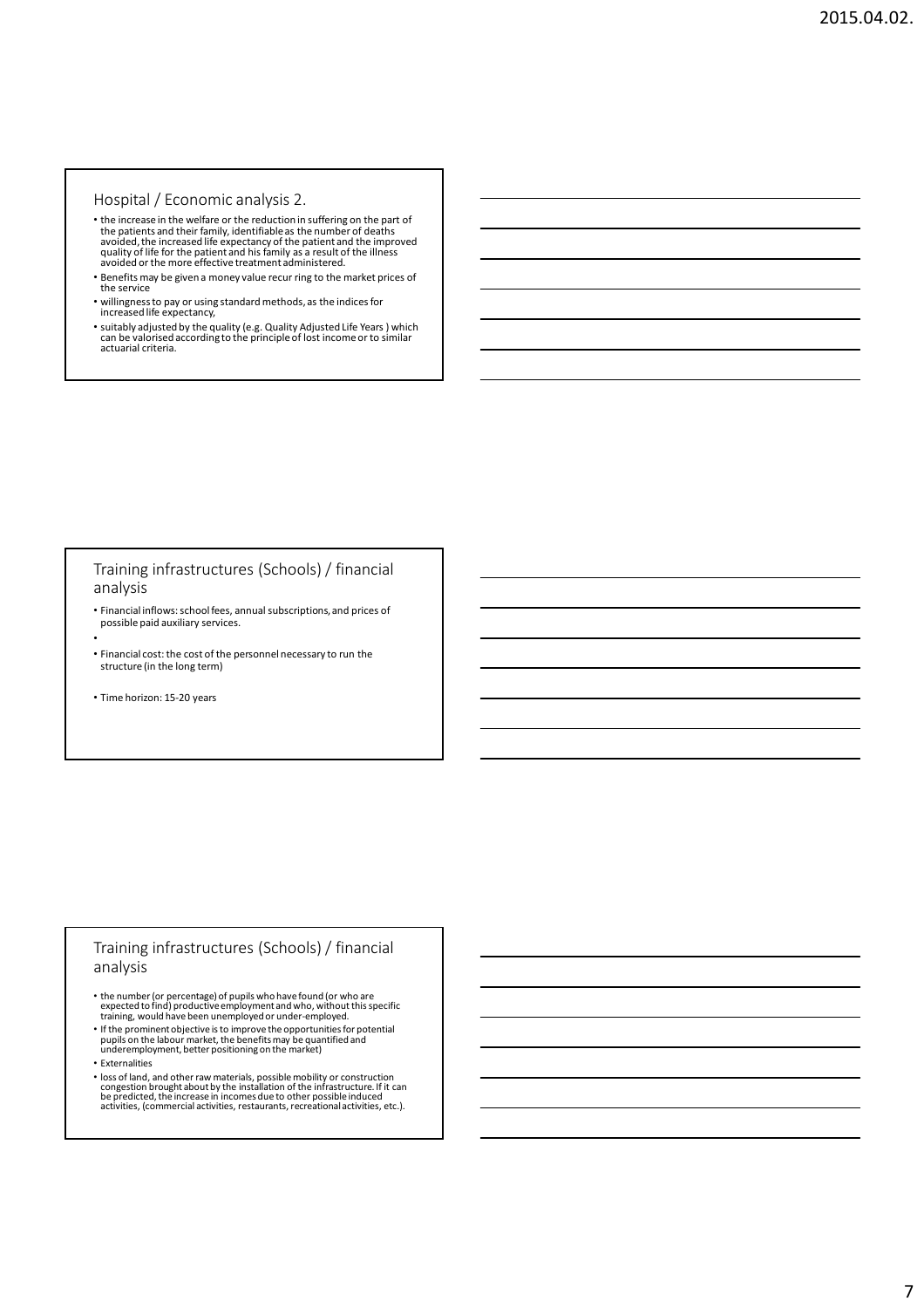## Hospital / Economic analysis 2.

- the increase in the welfare or the reduction in suffering on the part of the patients and their family, identifiable as the number of deaths avoided, the increased life expectancy of the patient and the improved quality of life for the patient and his family as a result of the illness avoided or the more effective treatment administered.
- Benefits may be given a money value recur ring to the market prices of the service
- willingness to pay or using standard methods, as the indices for increased life expectancy,
- suitably adjusted by the quality (e.g. Quality Adjusted Life Years ) which can be valorised according to the principle of lost income or to similar actuarial criteria.

## Training infrastructures (Schools) / financial analysis

- Financial inflows: school fees, annual subscriptions, and prices of possible paid auxiliary services.
-
- Financial cost: the cost of the personnel necessary to run the structure (in the long term)
- Time horizon: 15-20 years

## Training infrastructures (Schools) / financial analysis

- the number (or percentage) of pupils who have found (or who are expected to find) productive employment and who, without this specific training, would have been unemployed or under-employed.
- If the prominent objective is to improve the opportunities for potential pupils on the labour market, the benefits may be quantified and underemployment, better positioning on the market)
- Externalities
- loss of land, and other raw materials, possible mobility or construction congestion brought about by the installation of the infrastructure. If it can be predicted, the increase in incomes due to other possible induced activities, (commercial activities, restaurants, recreational activities, etc.).